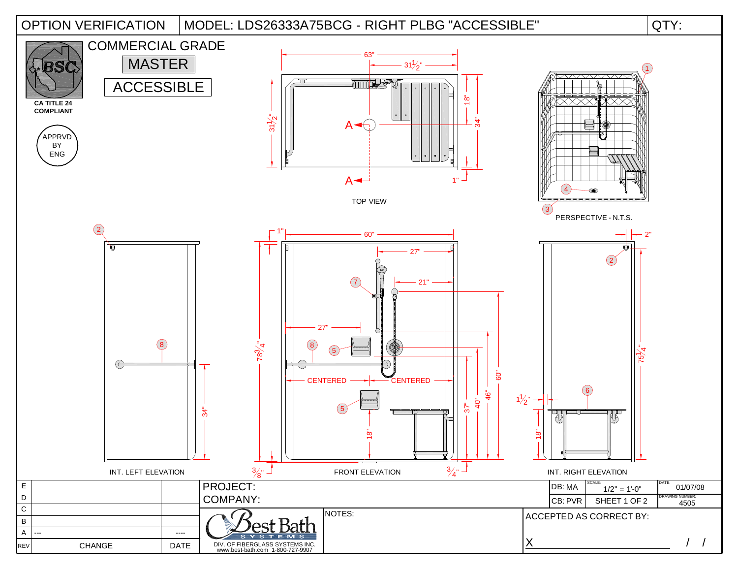| OPTION VERIFICATION | MODEL: LDS26333A75BCG - RIGHT PLBG "ACCESSIBLE" | QTY: |
|---|---|---|

BSC

CA TITLE 24 COMPLIANT

APPRVD BY ENG

COMMERCIAL GRADE

MASTER

ACCESSIBLE

TOP VIEW

63"
$31\frac{1}{2}$"
$31\frac{1}{2}$"
18"
34"
1"
A
A

PERSPECTIVE - N.T.S.

INT. LEFT ELEVATION

34"

FRONT ELEVATION

1"
60"
27"
21"
27"
$78\frac{3}{4}$"
CENTERED
CENTERED
18"
37"
40"
46"
60"
$\frac{3}{8}$"
$\frac{3}{4}$"

INT. RIGHT ELEVATION

2"
$75\frac{1}{4}$"
$1\frac{1}{2}$"
18"

| REV | CHANGE | DATE |
|---|---|---|
| E | | |
| D | | |
| C | | |
| B | | |
| A | --- | ---- |

PROJECT:

COMPANY:

Best Bath SYSTEMS

DIV. OF FIBERGLASS SYSTEMS INC.
www.best-bath.com 1-800-727-9907

NOTES:

| DB: MA | SCALE: 1/2" = 1'-0" | DATE: 01/07/08 |
|---|---|---|
| CB: PVR | SHEET 1 OF 2 | DRAWING NUMBER: 4505 |

ACCEPTED AS CORRECT BY:

X ______________________ / /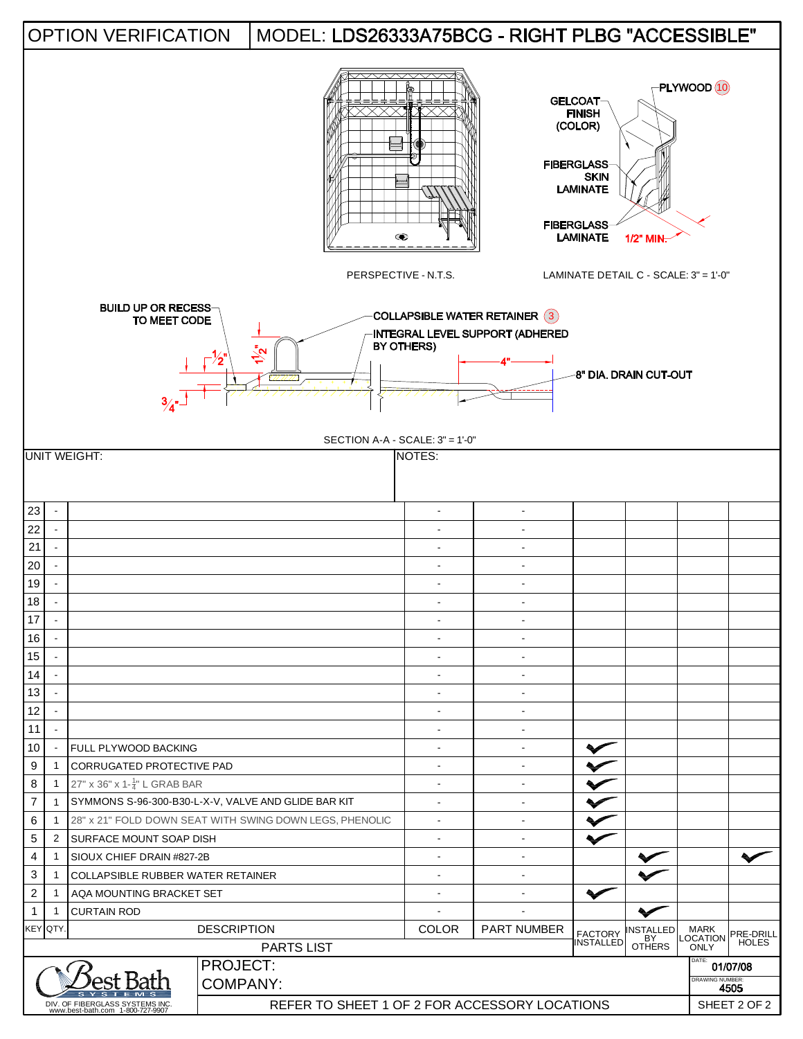# OPTION VERIFICATION | MODEL: LDS26333A75BCG - RIGHT PLBG "ACCESSIBLE"

GELCOAT FINISH (COLOR)

PLYWOOD (10)

FIBERGLASS SKIN LAMINATE

FIBERGLASS LAMINATE

1/2" MIN.

PERSPECTIVE - N.T.S.

LAMINATE DETAIL C - SCALE: 3" = 1'-0"

BUILD UP OR RECESS TO MEET CODE

COLLAPSIBLE WATER RETAINER (3)

INTEGRAL LEVEL SUPPORT (ADHERED BY OTHERS)

4"

8" DIA. DRAIN CUT-OUT

1/2"

1 1/2"

3/4"

SECTION A-A - SCALE: 3" = 1'-0"

UNIT WEIGHT:

NOTES:

## PARTS LIST

| KEY | QTY. | DESCRIPTION | COLOR | PART NUMBER | FACTORY INSTALLED | INSTALLED BY OTHERS | MARK LOCATION ONLY | PRE-DRILL HOLES |
|---|---|---|---|---|---|---|---|---|
| 23 | - | | - | - | | | | |
| 22 | - | | - | - | | | | |
| 21 | - | | - | - | | | | |
| 20 | - | | - | - | | | | |
| 19 | - | | - | - | | | | |
| 18 | - | | - | - | | | | |
| 17 | - | | - | - | | | | |
| 16 | - | | - | - | | | | |
| 15 | - | | - | - | | | | |
| 14 | - | | - | - | | | | |
| 13 | - | | - | - | | | | |
| 12 | - | | - | - | | | | |
| 11 | - | | - | - | | | | |
| 10 | - | FULL PLYWOOD BACKING | - | - | ✓ | | | |
| 9 | 1 | CORRUGATED PROTECTIVE PAD | - | - | ✓ | | | |
| 8 | 1 | 27" x 36" x 1-$\frac{1}{4}$" L GRAB BAR | - | - | ✓ | | | |
| 7 | 1 | SYMMONS S-96-300-B30-L-X-V, VALVE AND GLIDE BAR KIT | - | - | ✓ | | | |
| 6 | 1 | 28" x 21" FOLD DOWN SEAT WITH SWING DOWN LEGS, PHENOLIC | - | - | ✓ | | | |
| 5 | 2 | SURFACE MOUNT SOAP DISH | - | - | ✓ | | | |
| 4 | 1 | SIOUX CHIEF DRAIN #827-2B | - | - | | ✓ | | ✓ |
| 3 | 1 | COLLAPSIBLE RUBBER WATER RETAINER | - | - | | ✓ | | |
| 2 | 1 | AQA MOUNTING BRACKET SET | - | - | ✓ | | | |
| 1 | 1 | CURTAIN ROD | - | - | | ✓ | | |

Best Bath SYSTEMS
DIV. OF FIBERGLASS SYSTEMS INC.
www.best-bath.com 1-800-727-9907

PROJECT:

COMPANY:

REFER TO SHEET 1 OF 2 FOR ACCESSORY LOCATIONS

DATE: 01/07/08

DRAWING NUMBER: 4505

SHEET 2 OF 2